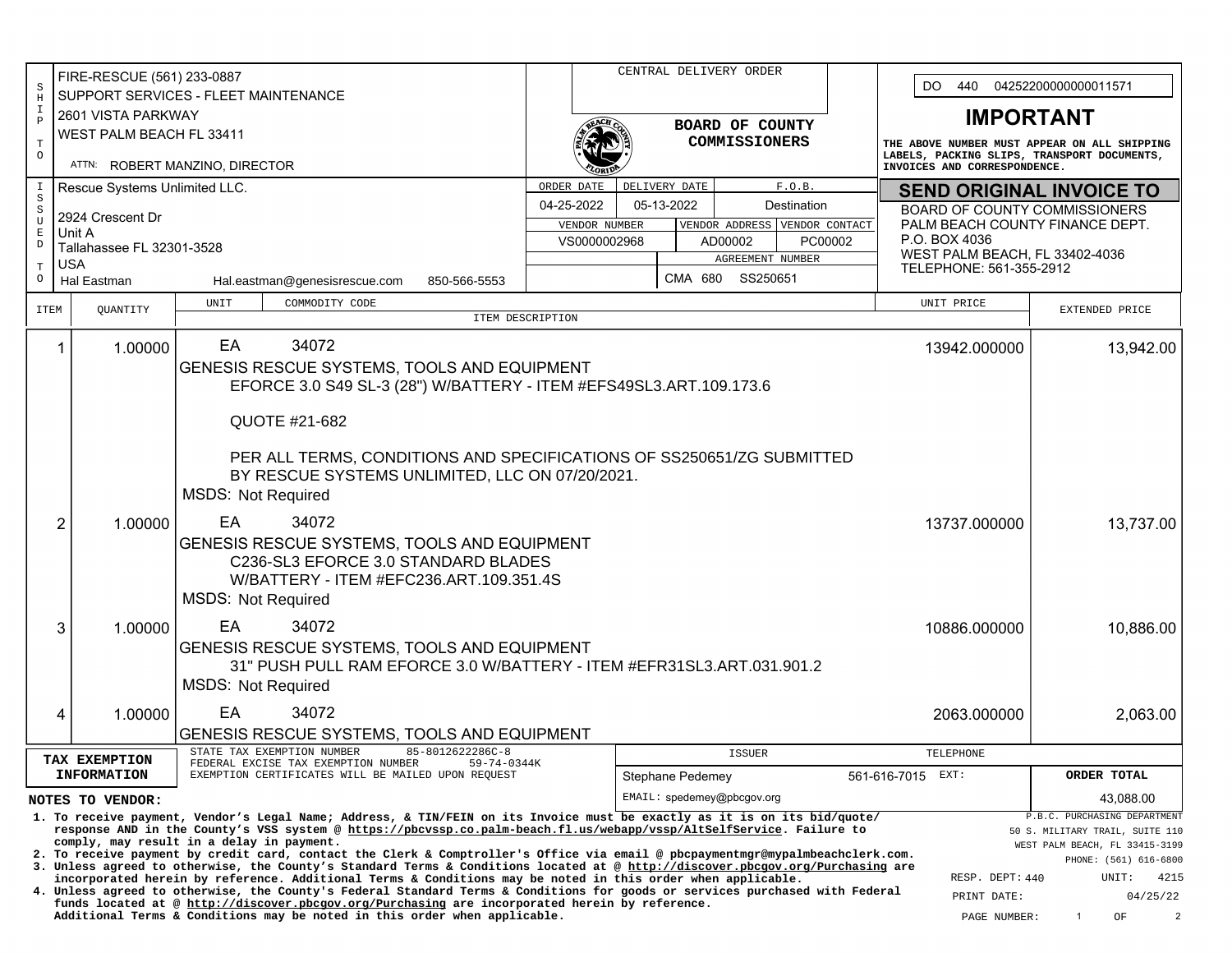**SHIP TO**

FIRE-RESCUE (561) 233-0887
SUPPORT SERVICES - FLEET MAINTENANCE
2601 VISTA PARKWAY
WEST PALM BEACH FL 33411
ATTN: ROBERT MANZINO, DIRECTOR

**CENTRAL DELIVERY ORDER**

**BOARD OF COUNTY COMMISSIONERS**

DO 440 04252200000000011571

## IMPORTANT

THE ABOVE NUMBER MUST APPEAR ON ALL SHIPPING LABELS, PACKING SLIPS, TRANSPORT DOCUMENTS, INVOICES AND CORRESPONDENCE.

**ISSUED TO**

Rescue Systems Unlimited LLC.
2924 Crescent Dr
Unit A
Tallahassee FL 32301-3528
USA
Hal Eastman Hal.eastman@genesisrescue.com 850-566-5553

| ORDER DATE | DELIVERY DATE | F.O.B. |
|---|---|---|
| 04-25-2022 | 05-13-2022 | Destination |

| VENDOR NUMBER | VENDOR ADDRESS | VENDOR CONTACT |
|---|---|---|
| VS0000002968 | AD00002 | PC00002 |

| AGREEMENT NUMBER |
|---|
| CMA 680 SS250651 |

**SEND ORIGINAL INVOICE TO**

BOARD OF COUNTY COMMISSIONERS
PALM BEACH COUNTY FINANCE DEPT.
P.O. BOX 4036
WEST PALM BEACH, FL 33402-4036
TELEPHONE: 561-355-2912

| ITEM | QUANTITY | UNIT | COMMODITY CODE / ITEM DESCRIPTION | UNIT PRICE | EXTENDED PRICE |
|---|---|---|---|---|---|
| 1 | 1.00000 | EA | 34072<br>GENESIS RESCUE SYSTEMS, TOOLS AND EQUIPMENT<br>EFORCE 3.0 S49 SL-3 (28") W/BATTERY - ITEM #EFS49SL3.ART.109.173.6<br><br>QUOTE #21-682<br><br>PER ALL TERMS, CONDITIONS AND SPECIFICATIONS OF SS250651/ZG SUBMITTED BY RESCUE SYSTEMS UNLIMITED, LLC ON 07/20/2021.<br>MSDS: Not Required | 13942.000000 | 13,942.00 |
| 2 | 1.00000 | EA | 34072<br>GENESIS RESCUE SYSTEMS, TOOLS AND EQUIPMENT<br>C236-SL3 EFORCE 3.0 STANDARD BLADES W/BATTERY - ITEM #EFC236.ART.109.351.4S<br>MSDS: Not Required | 13737.000000 | 13,737.00 |
| 3 | 1.00000 | EA | 34072<br>GENESIS RESCUE SYSTEMS, TOOLS AND EQUIPMENT<br>31" PUSH PULL RAM EFORCE 3.0 W/BATTERY - ITEM #EFR31SL3.ART.031.901.2<br>MSDS: Not Required | 10886.000000 | 10,886.00 |
| 4 | 1.00000 | EA | 34072<br>GENESIS RESCUE SYSTEMS, TOOLS AND EQUIPMENT | 2063.000000 | 2,063.00 |

**TAX EXEMPTION INFORMATION**

STATE TAX EXEMPTION NUMBER 85-8012622286C-8
FEDERAL EXCISE TAX EXEMPTION NUMBER 59-74-0344K
EXEMPTION CERTIFICATES WILL BE MAILED UPON REQUEST

| ISSUER | TELEPHONE | ORDER TOTAL |
|---|---|---|
| Stephane Pedemey | 561-616-7015 EXT: | 43,088.00 |
| EMAIL: spedemey@pbcgov.org | | |

**NOTES TO VENDOR:**

1. To receive payment, Vendor's Legal Name; Address, & TIN/FEIN on its Invoice must be exactly as it is on its bid/quote/response AND in the County's VSS system @ https://pbcvssp.co.palm-beach.fl.us/webapp/vssp/AltSelfService. Failure to comply, may result in a delay in payment.
2. To receive payment by credit card, contact the Clerk & Comptroller's Office via email @ pbcpaymentmgr@mypalmbeachclerk.com.
3. Unless agreed to otherwise, the County's Standard Terms & Conditions located at @ http://discover.pbcgov.org/Purchasing are incorporated herein by reference. Additional Terms & Conditions may be noted in this order when applicable.
4. Unless agreed to otherwise, the County's Federal Standard Terms & Conditions for goods or services purchased with Federal funds located at @ http://discover.pbcgov.org/Purchasing are incorporated herein by reference. Additional Terms & Conditions may be noted in this order when applicable.

P.B.C. PURCHASING DEPARTMENT
50 S. MILITARY TRAIL, SUITE 110
WEST PALM BEACH, FL 33415-3199
PHONE: (561) 616-6800

RESP. DEPT: 440 UNIT: 4215
PRINT DATE: 04/25/22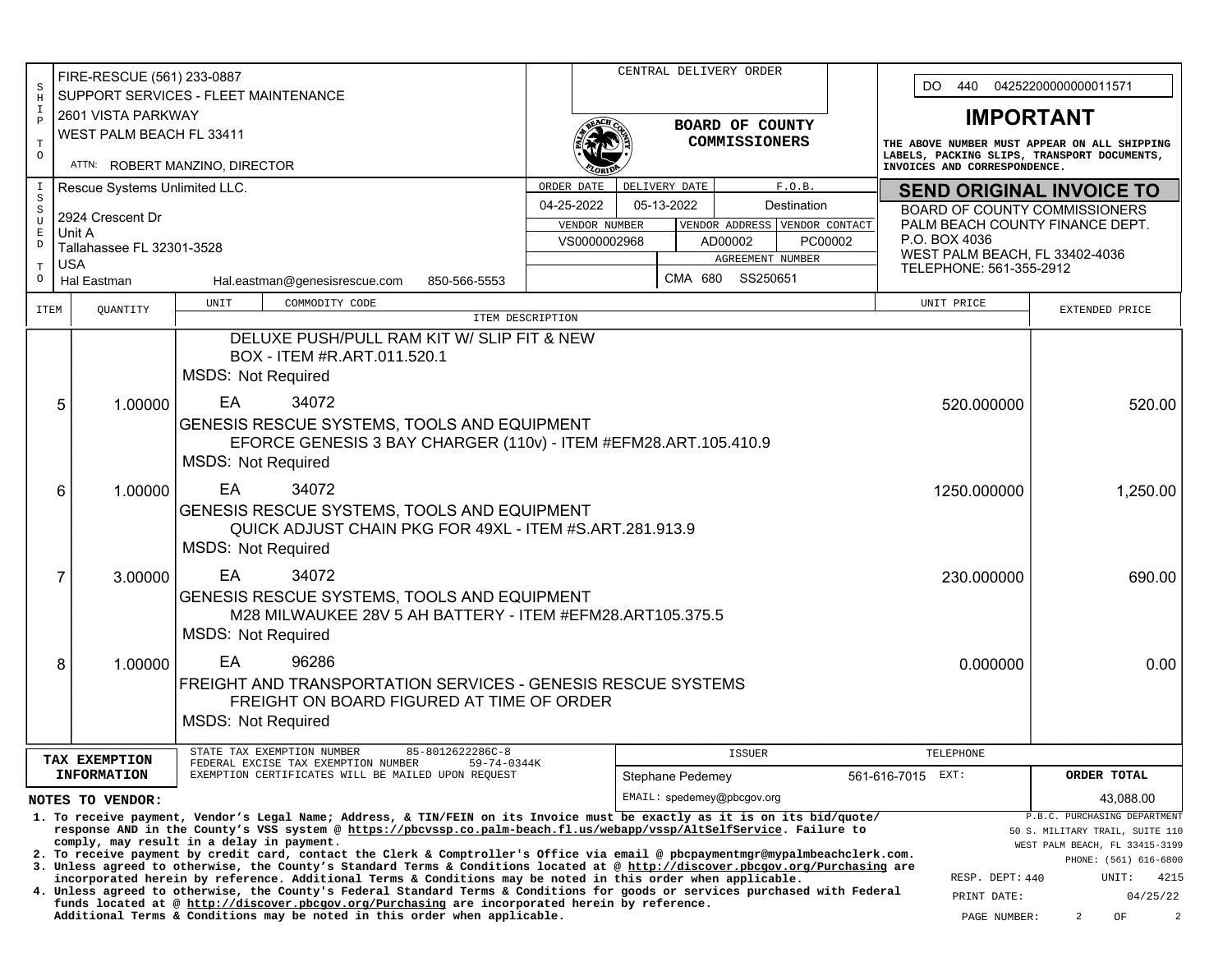| SHIP TO | | CENTRAL DELIVERY ORDER | DO 440 04252200000000011571 |
|---|---|---|---|
| FIRE-RESCUE (561) 233-0887<br>SUPPORT SERVICES - FLEET MAINTENANCE<br>2601 VISTA PARKWAY<br>WEST PALM BEACH FL 33411<br>ATTN: ROBERT MANZINO, DIRECTOR | | BOARD OF COUNTY COMMISSIONERS | **IMPORTANT**<br>THE ABOVE NUMBER MUST APPEAR ON ALL SHIPPING LABELS, PACKING SLIPS, TRANSPORT DOCUMENTS, INVOICES AND CORRESPONDENCE. |

| ISSUED TO | ORDER DATE | DELIVERY DATE | F.O.B. | SEND ORIGINAL INVOICE TO |
|---|---|---|---|---|
| Rescue Systems Unlimited LLC.<br>2924 Crescent Dr<br>Unit A<br>Tallahassee FL 32301-3528<br>USA<br>Hal Eastman Hal.eastman@genesisrescue.com 850-566-5553 | 04-25-2022 | 05-13-2022 | Destination | BOARD OF COUNTY COMMISSIONERS<br>PALM BEACH COUNTY FINANCE DEPT.<br>P.O. BOX 4036<br>WEST PALM BEACH, FL 33402-4036<br>TELEPHONE: 561-355-2912 |

| VENDOR NUMBER | VENDOR ADDRESS | VENDOR CONTACT | AGREEMENT NUMBER |
|---|---|---|---|
| VS0000002968 | AD00002 | PC00002 | CMA 680 SS250651 |

| ITEM | QUANTITY | UNIT | COMMODITY CODE / ITEM DESCRIPTION | UNIT PRICE | EXTENDED PRICE |
|---|---|---|---|---|---|
| | | | DELUXE PUSH/PULL RAM KIT W/ SLIP FIT & NEW BOX - ITEM #R.ART.011.520.1<br>MSDS: Not Required | | |
| 5 | 1.00000 | EA | 34072<br>GENESIS RESCUE SYSTEMS, TOOLS AND EQUIPMENT<br>EFORCE GENESIS 3 BAY CHARGER (110v) - ITEM #EFM28.ART.105.410.9<br>MSDS: Not Required | 520.000000 | 520.00 |
| 6 | 1.00000 | EA | 34072<br>GENESIS RESCUE SYSTEMS, TOOLS AND EQUIPMENT<br>QUICK ADJUST CHAIN PKG FOR 49XL - ITEM #S.ART.281.913.9<br>MSDS: Not Required | 1250.000000 | 1,250.00 |
| 7 | 3.00000 | EA | 34072<br>GENESIS RESCUE SYSTEMS, TOOLS AND EQUIPMENT<br>M28 MILWAUKEE 28V 5 AH BATTERY - ITEM #EFM28.ART105.375.5<br>MSDS: Not Required | 230.000000 | 690.00 |
| 8 | 1.00000 | EA | 96286<br>FREIGHT AND TRANSPORTATION SERVICES - GENESIS RESCUE SYSTEMS<br>FREIGHT ON BOARD FIGURED AT TIME OF ORDER<br>MSDS: Not Required | 0.000000 | 0.00 |

**TAX EXEMPTION INFORMATION**

STATE TAX EXEMPTION NUMBER 85-8012622286C-8
FEDERAL EXCISE TAX EXEMPTION NUMBER 59-74-0344K
EXEMPTION CERTIFICATES WILL BE MAILED UPON REQUEST

| ISSUER | TELEPHONE | ORDER TOTAL |
|---|---|---|
| Stephane Pedemey<br>EMAIL: spedemey@pbcgov.org | 561-616-7015 EXT: | 43,088.00 |

**NOTES TO VENDOR:**

1. To receive payment, Vendor's Legal Name; Address, & TIN/FEIN on its Invoice must be exactly as it is on its bid/quote/ response AND in the County's VSS system @ https://pbcvssp.co.palm-beach.fl.us/webapp/vssp/AltSelfService. Failure to comply, may result in a delay in payment.
2. To receive payment by credit card, contact the Clerk & Comptroller's Office via email @ pbcpaymentmgr@mypalmbeachclerk.com.
3. Unless agreed to otherwise, the County's Standard Terms & Conditions located at @ http://discover.pbcgov.org/Purchasing are incorporated herein by reference. Additional Terms & Conditions may be noted in this order when applicable.
4. Unless agreed to otherwise, the County's Federal Standard Terms & Conditions for goods or services purchased with Federal funds located at @ http://discover.pbcgov.org/Purchasing are incorporated herein by reference. Additional Terms & Conditions may be noted in this order when applicable.

P.B.C. PURCHASING DEPARTMENT
50 S. MILITARY TRAIL, SUITE 110
WEST PALM BEACH, FL 33415-3199
PHONE: (561) 616-6800

RESP. DEPT: 440 UNIT: 4215
PRINT DATE: 04/25/22